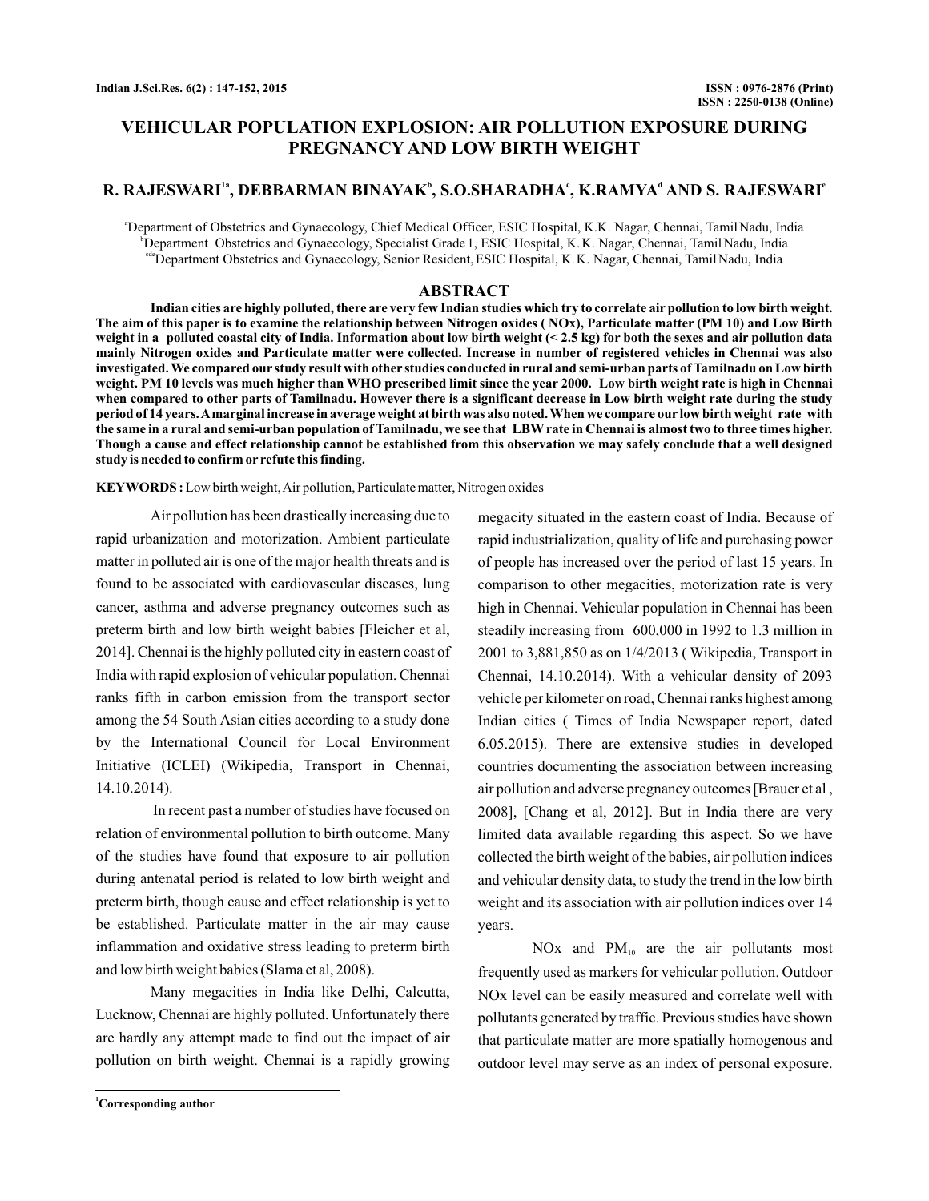# VEHICULAR POPULATION EXPLOSION: AIR POLLUTION EXPOSURE DURING PREGNANCY AND LOW BIRTH WEIGHT

**R. RAJESWARI[1a], DEBBARMAN BINAYAK[b], S.O.SHARADHA[c], K.RAMYA[d] AND S. RAJESWARI[e]**

[a]Department of Obstetrics and Gynaecology, Chief Medical Officer, ESIC Hospital, K.K. Nagar, Chennai, Tamil Nadu, India
[b]Department Obstetrics and Gynaecology, Specialist Grade 1, ESIC Hospital, K. K. Nagar, Chennai, Tamil Nadu, India
[cde]Department Obstetrics and Gynaecology, Senior Resident, ESIC Hospital, K. K. Nagar, Chennai, Tamil Nadu, India

## ABSTRACT

**Indian cities are highly polluted, there are very few Indian studies which try to correlate air pollution to low birth weight. The aim of this paper is to examine the relationship between Nitrogen oxides ( NOx), Particulate matter (PM 10) and Low Birth weight in a polluted coastal city of India. Information about low birth weight (< 2.5 kg) for both the sexes and air pollution data mainly Nitrogen oxides and Particulate matter were collected. Increase in number of registered vehicles in Chennai was also investigated. We compared our study result with other studies conducted in rural and semi-urban parts of Tamilnadu on Low birth weight. PM 10 levels was much higher than WHO prescribed limit since the year 2000. Low birth weight rate is high in Chennai when compared to other parts of Tamilnadu. However there is a significant decrease in Low birth weight rate during the study period of 14 years. A marginal increase in average weight at birth was also noted. When we compare our low birth weight rate with the same in a rural and semi-urban population of Tamilnadu, we see that LBW rate in Chennai is almost two to three times higher. Though a cause and effect relationship cannot be established from this observation we may safely conclude that a well designed study is needed to confirm or refute this finding.**

**KEYWORDS :** Low birth weight, Air pollution, Particulate matter, Nitrogen oxides

Air pollution has been drastically increasing due to rapid urbanization and motorization. Ambient particulate matter in polluted air is one of the major health threats and is found to be associated with cardiovascular diseases, lung cancer, asthma and adverse pregnancy outcomes such as preterm birth and low birth weight babies [Fleicher et al, 2014]. Chennai is the highly polluted city in eastern coast of India with rapid explosion of vehicular population. Chennai ranks fifth in carbon emission from the transport sector among the 54 South Asian cities according to a study done by the International Council for Local Environment Initiative (ICLEI) (Wikipedia, Transport in Chennai, 14.10.2014).

In recent past a number of studies have focused on relation of environmental pollution to birth outcome. Many of the studies have found that exposure to air pollution during antenatal period is related to low birth weight and preterm birth, though cause and effect relationship is yet to be established. Particulate matter in the air may cause inflammation and oxidative stress leading to preterm birth and low birth weight babies (Slama et al, 2008).

Many megacities in India like Delhi, Calcutta, Lucknow, Chennai are highly polluted. Unfortunately there are hardly any attempt made to find out the impact of air pollution on birth weight. Chennai is a rapidly growing megacity situated in the eastern coast of India. Because of rapid industrialization, quality of life and purchasing power of people has increased over the period of last 15 years. In comparison to other megacities, motorization rate is very high in Chennai. Vehicular population in Chennai has been steadily increasing from 600,000 in 1992 to 1.3 million in 2001 to 3,881,850 as on 1/4/2013 ( Wikipedia, Transport in Chennai, 14.10.2014). With a vehicular density of 2093 vehicle per kilometer on road, Chennai ranks highest among Indian cities ( Times of India Newspaper report, dated 6.05.2015). There are extensive studies in developed countries documenting the association between increasing air pollution and adverse pregnancy outcomes [Brauer et al , 2008], [Chang et al, 2012]. But in India there are very limited data available regarding this aspect. So we have collected the birth weight of the babies, air pollution indices and vehicular density data, to study the trend in the low birth weight and its association with air pollution indices over 14 years.

NOx and $PM_{10}$ are the air pollutants most frequently used as markers for vehicular pollution. Outdoor NOx level can be easily measured and correlate well with pollutants generated by traffic. Previous studies have shown that particulate matter are more spatially homogenous and outdoor level may serve as an index of personal exposure.

[1]Corresponding author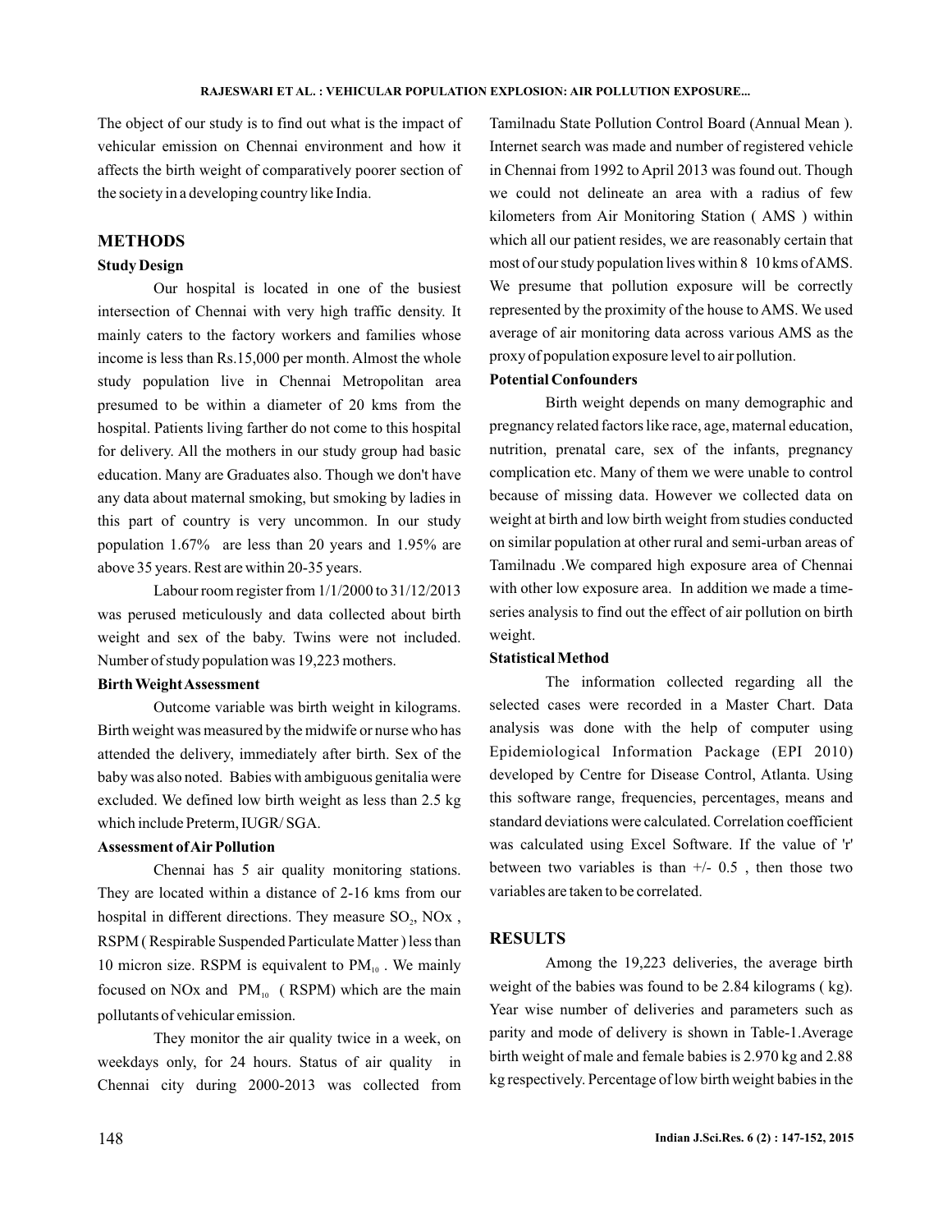The object of our study is to find out what is the impact of vehicular emission on Chennai environment and how it affects the birth weight of comparatively poorer section of the society in a developing country like India.

## METHODS

### Study Design

Our hospital is located in one of the busiest intersection of Chennai with very high traffic density. It mainly caters to the factory workers and families whose income is less than Rs.15,000 per month. Almost the whole study population live in Chennai Metropolitan area presumed to be within a diameter of 20 kms from the hospital. Patients living farther do not come to this hospital for delivery. All the mothers in our study group had basic education. Many are Graduates also. Though we don't have any data about maternal smoking, but smoking by ladies in this part of country is very uncommon. In our study population 1.67% are less than 20 years and 1.95% are above 35 years. Rest are within 20-35 years.

Labour room register from 1/1/2000 to 31/12/2013 was perused meticulously and data collected about birth weight and sex of the baby. Twins were not included. Number of study population was 19,223 mothers.

### Birth Weight Assessment

Outcome variable was birth weight in kilograms. Birth weight was measured by the midwife or nurse who has attended the delivery, immediately after birth. Sex of the baby was also noted. Babies with ambiguous genitalia were excluded. We defined low birth weight as less than 2.5 kg which include Preterm, IUGR/ SGA.

### Assessment of Air Pollution

Chennai has 5 air quality monitoring stations. They are located within a distance of 2-16 kms from our hospital in different directions. They measure $SO_2$, NOx , RSPM ( Respirable Suspended Particulate Matter ) less than 10 micron size. RSPM is equivalent to $PM_{10}$ . We mainly focused on NOx and $PM_{10}$ ( RSPM) which are the main pollutants of vehicular emission.

They monitor the air quality twice in a week, on weekdays only, for 24 hours. Status of air quality in Chennai city during 2000-2013 was collected from Tamilnadu State Pollution Control Board (Annual Mean ). Internet search was made and number of registered vehicle in Chennai from 1992 to April 2013 was found out. Though we could not delineate an area with a radius of few kilometers from Air Monitoring Station ( AMS ) within which all our patient resides, we are reasonably certain that most of our study population lives within 8 10 kms of AMS. We presume that pollution exposure will be correctly represented by the proximity of the house to AMS. We used average of air monitoring data across various AMS as the proxy of population exposure level to air pollution.

### Potential Confounders

Birth weight depends on many demographic and pregnancy related factors like race, age, maternal education, nutrition, prenatal care, sex of the infants, pregnancy complication etc. Many of them we were unable to control because of missing data. However we collected data on weight at birth and low birth weight from studies conducted on similar population at other rural and semi-urban areas of Tamilnadu .We compared high exposure area of Chennai with other low exposure area. In addition we made a time-series analysis to find out the effect of air pollution on birth weight.

### Statistical Method

The information collected regarding all the selected cases were recorded in a Master Chart. Data analysis was done with the help of computer using Epidemiological Information Package (EPI 2010) developed by Centre for Disease Control, Atlanta. Using this software range, frequencies, percentages, means and standard deviations were calculated. Correlation coefficient was calculated using Excel Software. If the value of 'r' between two variables is than +/- 0.5 , then those two variables are taken to be correlated.

## RESULTS

Among the 19,223 deliveries, the average birth weight of the babies was found to be 2.84 kilograms ( kg). Year wise number of deliveries and parameters such as parity and mode of delivery is shown in Table-1.Average birth weight of male and female babies is 2.970 kg and 2.88 kg respectively. Percentage of low birth weight babies in the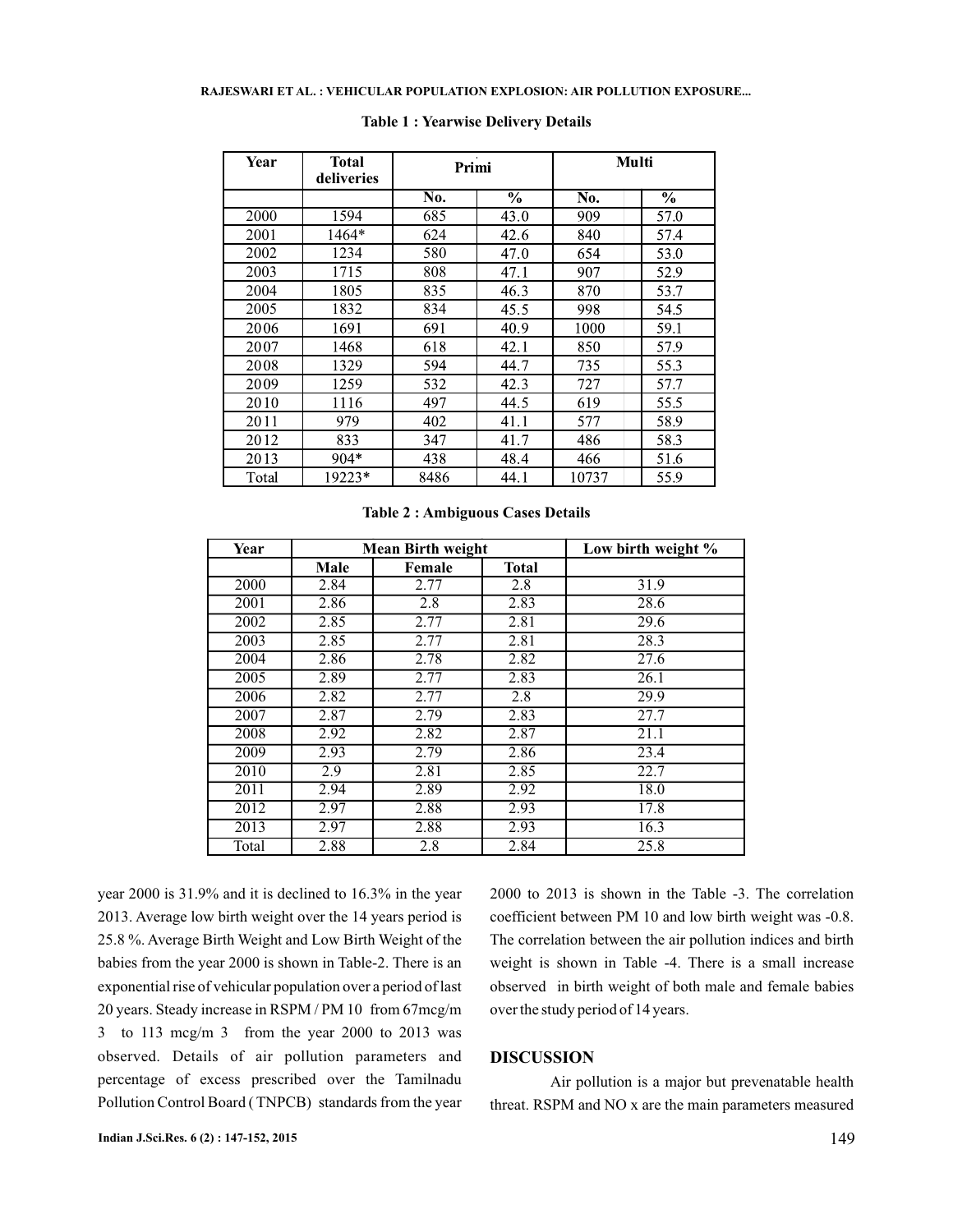**Table 1 : Yearwise Delivery Details**

| Year | Total deliveries | Primi | | Multi | |
|---|---|---|---|---|---|
| | | No. | % | No. | % |
| 2000 | 1594 | 685 | 43.0 | 909 | 57.0 |
| 2001 | 1464* | 624 | 42.6 | 840 | 57.4 |
| 2002 | 1234 | 580 | 47.0 | 654 | 53.0 |
| 2003 | 1715 | 808 | 47.1 | 907 | 52.9 |
| 2004 | 1805 | 835 | 46.3 | 870 | 53.7 |
| 2005 | 1832 | 834 | 45.5 | 998 | 54.5 |
| 2006 | 1691 | 691 | 40.9 | 1000 | 59.1 |
| 2007 | 1468 | 618 | 42.1 | 850 | 57.9 |
| 2008 | 1329 | 594 | 44.7 | 735 | 55.3 |
| 2009 | 1259 | 532 | 42.3 | 727 | 57.7 |
| 2010 | 1116 | 497 | 44.5 | 619 | 55.5 |
| 2011 | 979 | 402 | 41.1 | 577 | 58.9 |
| 2012 | 833 | 347 | 41.7 | 486 | 58.3 |
| 2013 | 904* | 438 | 48.4 | 466 | 51.6 |
| Total | 19223* | 8486 | 44.1 | 10737 | 55.9 |

**Table 2 : Ambiguous Cases Details**

| Year | Mean Birth weight | | | Low birth weight % |
|---|---|---|---|---|
| | Male | Female | Total | |
| 2000 | 2.84 | 2.77 | 2.8 | 31.9 |
| 2001 | 2.86 | 2.8 | 2.83 | 28.6 |
| 2002 | 2.85 | 2.77 | 2.81 | 29.6 |
| 2003 | 2.85 | 2.77 | 2.81 | 28.3 |
| 2004 | 2.86 | 2.78 | 2.82 | 27.6 |
| 2005 | 2.89 | 2.77 | 2.83 | 26.1 |
| 2006 | 2.82 | 2.77 | 2.8 | 29.9 |
| 2007 | 2.87 | 2.79 | 2.83 | 27.7 |
| 2008 | 2.92 | 2.82 | 2.87 | 21.1 |
| 2009 | 2.93 | 2.79 | 2.86 | 23.4 |
| 2010 | 2.9 | 2.81 | 2.85 | 22.7 |
| 2011 | 2.94 | 2.89 | 2.92 | 18.0 |
| 2012 | 2.97 | 2.88 | 2.93 | 17.8 |
| 2013 | 2.97 | 2.88 | 2.93 | 16.3 |
| Total | 2.88 | 2.8 | 2.84 | 25.8 |

year 2000 is 31.9% and it is declined to 16.3% in the year 2013. Average low birth weight over the 14 years period is 25.8 %. Average Birth Weight and Low Birth Weight of the babies from the year 2000 is shown in Table-2. There is an exponential rise of vehicular population over a period of last 20 years. Steady increase in RSPM / PM 10 from 67mcg/m 3 to 113 mcg/m 3 from the year 2000 to 2013 was observed. Details of air pollution parameters and percentage of excess prescribed over the Tamilnadu Pollution Control Board ( TNPCB) standards from the year 2000 to 2013 is shown in the Table -3. The correlation coefficient between PM 10 and low birth weight was -0.8. The correlation between the air pollution indices and birth weight is shown in Table -4. There is a small increase observed in birth weight of both male and female babies over the study period of 14 years.

## DISCUSSION

Air pollution is a major but prevenatable health threat. RSPM and NO x are the main parameters measured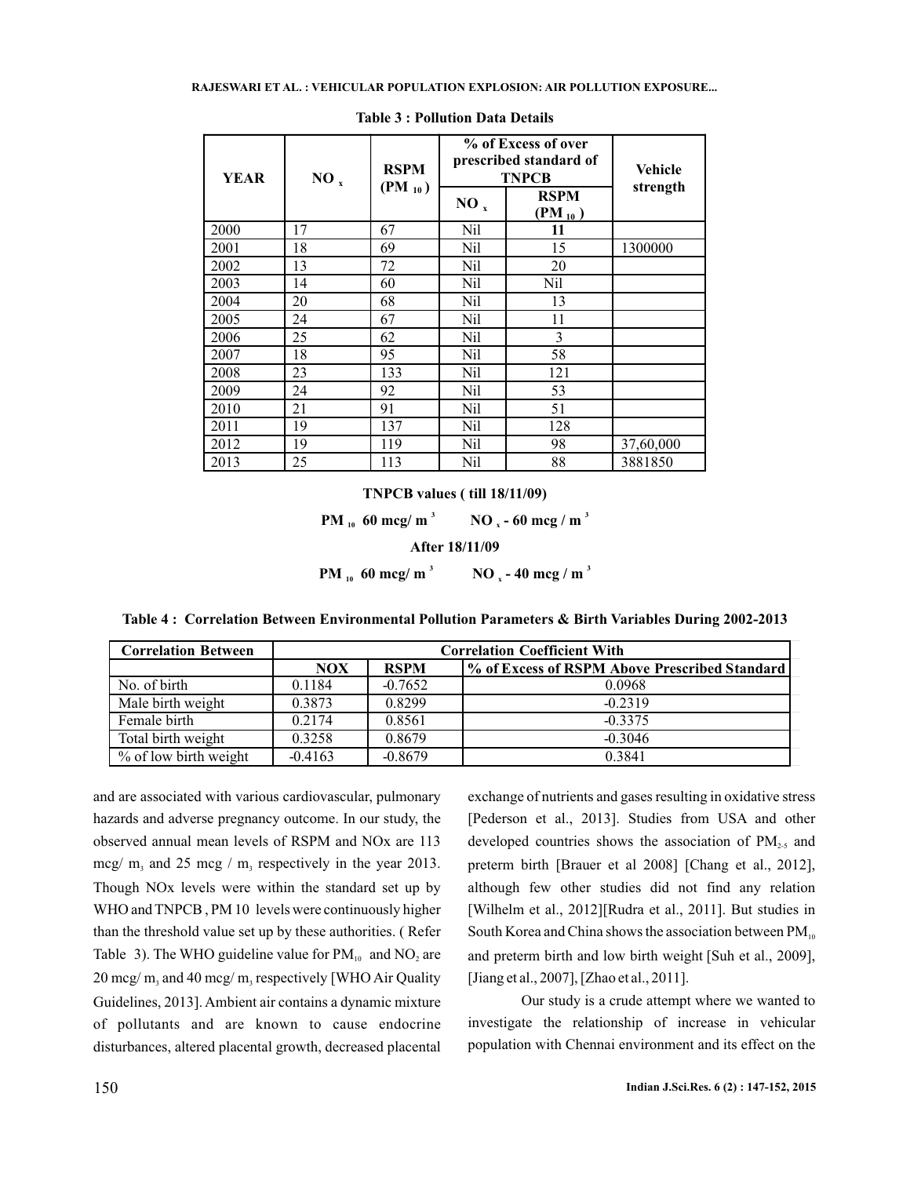**Table 3 : Pollution Data Details**

| YEAR | $NO_x$ | RSPM ($PM_{10}$) | % of Excess of over prescribed standard of TNPCB | | Vehicle strength |
|---|---|---|---|---|---|
| | | | $NO_x$ | RSPM ($PM_{10}$) | |
| 2000 | 17 | 67 | Nil | **11** | |
| 2001 | 18 | 69 | Nil | 15 | 1300000 |
| 2002 | 13 | 72 | Nil | 20 | |
| 2003 | 14 | 60 | Nil | Nil | |
| 2004 | 20 | 68 | Nil | 13 | |
| 2005 | 24 | 67 | Nil | 11 | |
| 2006 | 25 | 62 | Nil | 3 | |
| 2007 | 18 | 95 | Nil | 58 | |
| 2008 | 23 | 133 | Nil | 121 | |
| 2009 | 24 | 92 | Nil | 53 | |
| 2010 | 21 | 91 | Nil | 51 | |
| 2011 | 19 | 137 | Nil | 128 | |
| 2012 | 19 | 119 | Nil | 98 | 37,60,000 |
| 2013 | 25 | 113 | Nil | 88 | 3881850 |

**TNPCB values ( till 18/11/09)**

**$PM_{10}$ 60 mcg/ $m^3$ $NO_x$ - 60 mcg / $m^3$**

**After 18/11/09**

**$PM_{10}$ 60 mcg/ $m^3$ $NO_x$ - 40 mcg / $m^3$**

**Table 4 : Correlation Between Environmental Pollution Parameters & Birth Variables During 2002-2013**

| Correlation Between | Correlation Coefficient With | | |
|---|---|---|---|
| | NOX | RSPM | % of Excess of RSPM Above Prescribed Standard |
| No. of birth | 0.1184 | -0.7652 | 0.0968 |
| Male birth weight | 0.3873 | 0.8299 | -0.2319 |
| Female birth | 0.2174 | 0.8561 | -0.3375 |
| Total birth weight | 0.3258 | 0.8679 | -0.3046 |
| % of low birth weight | -0.4163 | -0.8679 | 0.3841 |

and are associated with various cardiovascular, pulmonary hazards and adverse pregnancy outcome. In our study, the observed annual mean levels of RSPM and NOx are 113 mcg/ $m_3$ and 25 mcg / $m_3$ respectively in the year 2013. Though NOx levels were within the standard set up by WHO and TNPCB , PM 10 levels were continuously higher than the threshold value set up by these authorities. ( Refer Table 3). The WHO guideline value for $PM_{10}$ and $NO_2$ are 20 mcg/ $m_3$ and 40 mcg/ $m_3$ respectively [WHO Air Quality Guidelines, 2013]. Ambient air contains a dynamic mixture of pollutants and are known to cause endocrine disturbances, altered placental growth, decreased placental exchange of nutrients and gases resulting in oxidative stress [Pederson et al., 2013]. Studies from USA and other developed countries shows the association of $PM_{2\cdot5}$ and preterm birth [Brauer et al 2008] [Chang et al., 2012], although few other studies did not find any relation [Wilhelm et al., 2012][Rudra et al., 2011]. But studies in South Korea and China shows the association between $PM_{10}$ and preterm birth and low birth weight [Suh et al., 2009], [Jiang et al., 2007], [Zhao et al., 2011].

Our study is a crude attempt where we wanted to investigate the relationship of increase in vehicular population with Chennai environment and its effect on the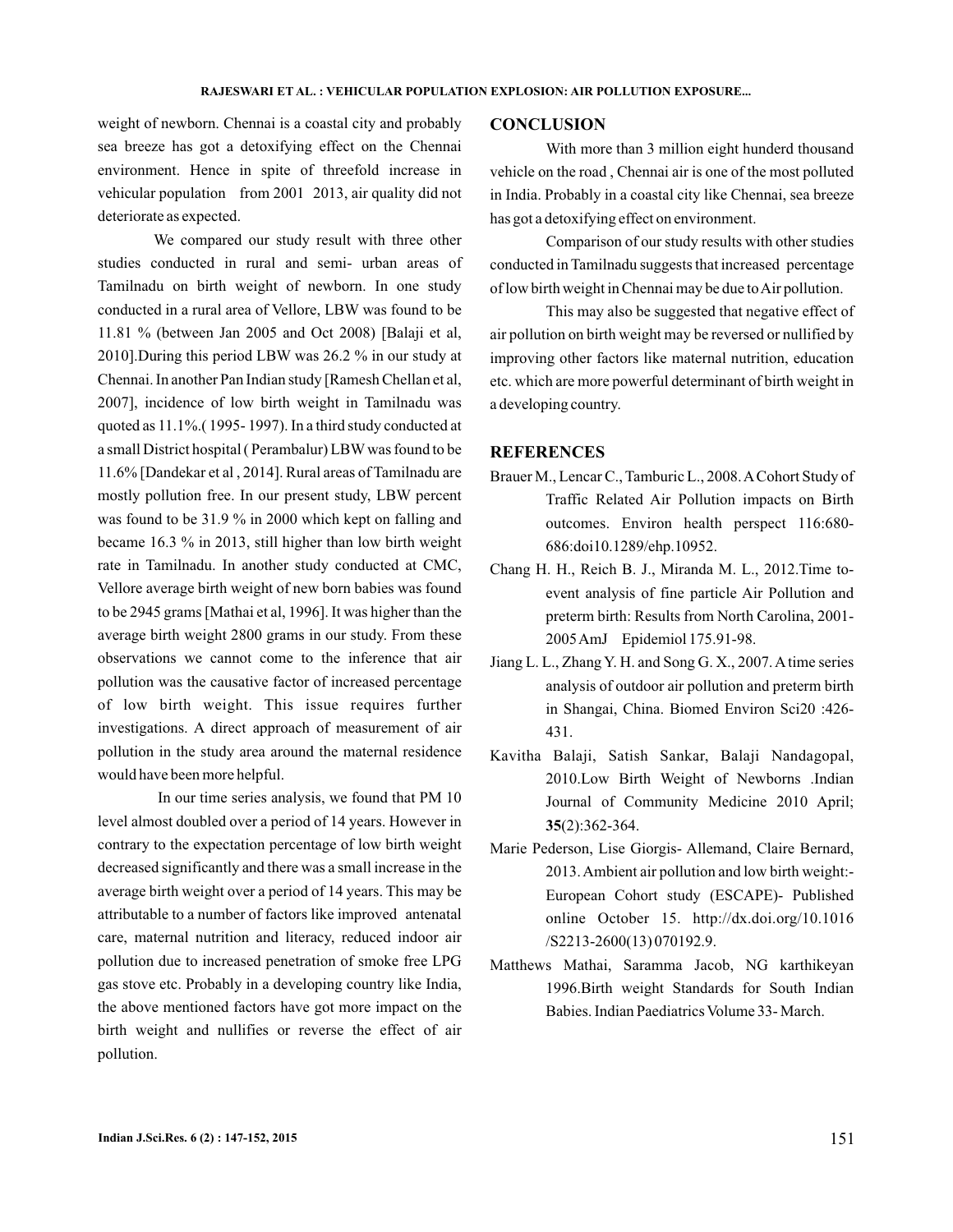weight of newborn. Chennai is a coastal city and probably sea breeze has got a detoxifying effect on the Chennai environment. Hence in spite of threefold increase in vehicular population from 2001 2013, air quality did not deteriorate as expected.

We compared our study result with three other studies conducted in rural and semi- urban areas of Tamilnadu on birth weight of newborn. In one study conducted in a rural area of Vellore, LBW was found to be 11.81 % (between Jan 2005 and Oct 2008) [Balaji et al, 2010].During this period LBW was 26.2 % in our study at Chennai. In another Pan Indian study [Ramesh Chellan et al, 2007], incidence of low birth weight in Tamilnadu was quoted as 11.1%.( 1995- 1997). In a third study conducted at a small District hospital ( Perambalur) LBW was found to be 11.6% [Dandekar et al , 2014]. Rural areas of Tamilnadu are mostly pollution free. In our present study, LBW percent was found to be 31.9 % in 2000 which kept on falling and became 16.3 % in 2013, still higher than low birth weight rate in Tamilnadu. In another study conducted at CMC, Vellore average birth weight of new born babies was found to be 2945 grams [Mathai et al, 1996]. It was higher than the average birth weight 2800 grams in our study. From these observations we cannot come to the inference that air pollution was the causative factor of increased percentage of low birth weight. This issue requires further investigations. A direct approach of measurement of air pollution in the study area around the maternal residence would have been more helpful.

In our time series analysis, we found that PM 10 level almost doubled over a period of 14 years. However in contrary to the expectation percentage of low birth weight decreased significantly and there was a small increase in the average birth weight over a period of 14 years. This may be attributable to a number of factors like improved antenatal care, maternal nutrition and literacy, reduced indoor air pollution due to increased penetration of smoke free LPG gas stove etc. Probably in a developing country like India, the above mentioned factors have got more impact on the birth weight and nullifies or reverse the effect of air pollution.

## CONCLUSION

With more than 3 million eight hunderd thousand vehicle on the road , Chennai air is one of the most polluted in India. Probably in a coastal city like Chennai, sea breeze has got a detoxifying effect on environment.

Comparison of our study results with other studies conducted in Tamilnadu suggests that increased percentage of low birth weight in Chennai may be due to Air pollution.

This may also be suggested that negative effect of air pollution on birth weight may be reversed or nullified by improving other factors like maternal nutrition, education etc. which are more powerful determinant of birth weight in a developing country.

## REFERENCES

Brauer M., Lencar C., Tamburic L., 2008. A Cohort Study of Traffic Related Air Pollution impacts on Birth outcomes. Environ health perspect 116:680-686:doi10.1289/ehp.10952.

Chang H. H., Reich B. J., Miranda M. L., 2012.Time to-event analysis of fine particle Air Pollution and preterm birth: Results from North Carolina, 2001-2005 AmJ Epidemiol 175.91-98.

Jiang L. L., Zhang Y. H. and Song G. X., 2007. A time series analysis of outdoor air pollution and preterm birth in Shangai, China. Biomed Environ Sci20 :426-431.

Kavitha Balaji, Satish Sankar, Balaji Nandagopal, 2010.Low Birth Weight of Newborns .Indian Journal of Community Medicine 2010 April; **35**(2):362-364.

Marie Pederson, Lise Giorgis- Allemand, Claire Bernard, 2013. Ambient air pollution and low birth weight:- European Cohort study (ESCAPE)- Published online October 15. http://dx.doi.org/10.1016/S2213-2600(13) 070192.9.

Matthews Mathai, Saramma Jacob, NG karthikeyan 1996.Birth weight Standards for South Indian Babies. Indian Paediatrics Volume 33- March.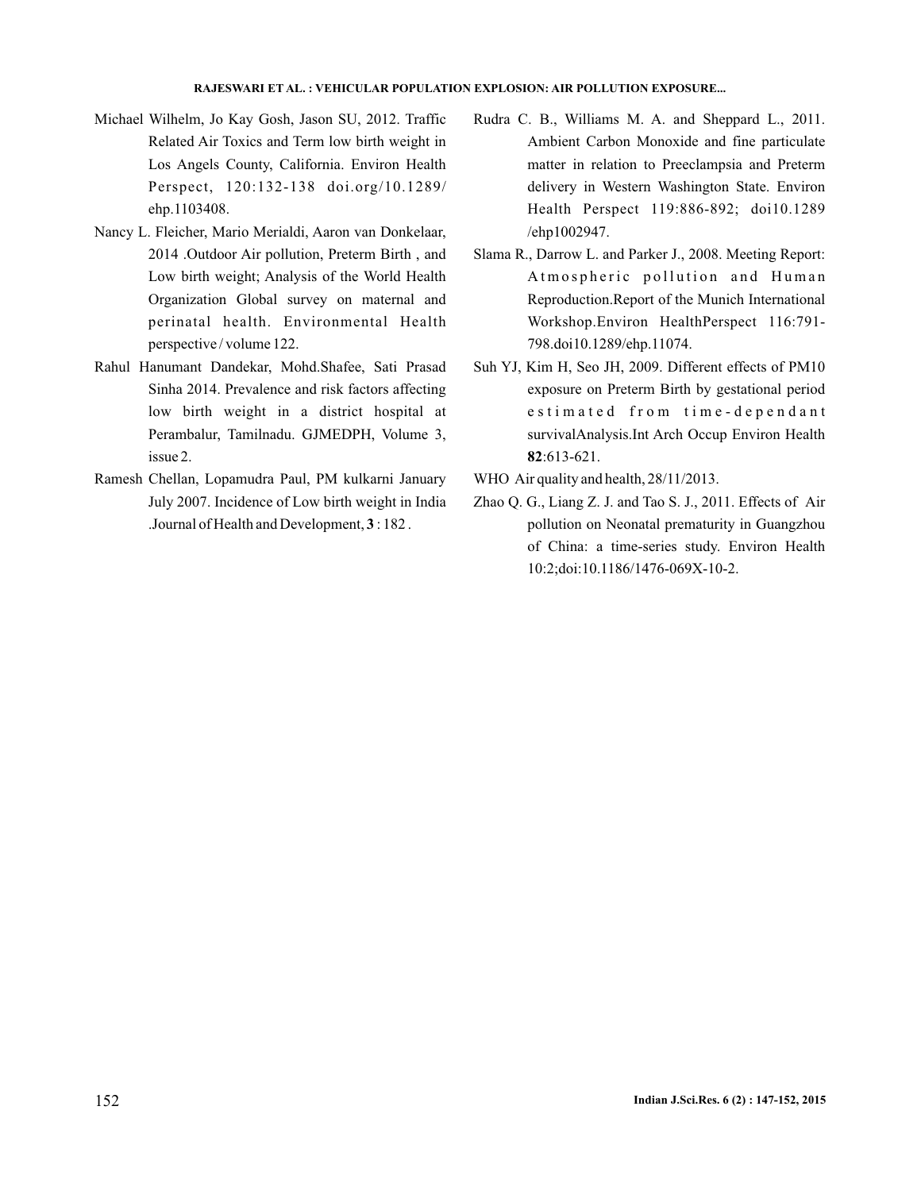Michael Wilhelm, Jo Kay Gosh, Jason SU, 2012. Traffic Related Air Toxics and Term low birth weight in Los Angels County, California. Environ Health Perspect, 120:132-138 doi.org/10.1289/ehp.1103408.

Nancy L. Fleicher, Mario Merialdi, Aaron van Donkelaar, 2014 .Outdoor Air pollution, Preterm Birth , and Low birth weight; Analysis of the World Health Organization Global survey on maternal and perinatal health. Environmental Health perspective / volume 122.

Rahul Hanumant Dandekar, Mohd.Shafee, Sati Prasad Sinha 2014. Prevalence and risk factors affecting low birth weight in a district hospital at Perambalur, Tamilnadu. GJMEDPH, Volume 3, issue 2.

Ramesh Chellan, Lopamudra Paul, PM kulkarni January July 2007. Incidence of Low birth weight in India .Journal of Health and Development, **3** : 182 .

Rudra C. B., Williams M. A. and Sheppard L., 2011. Ambient Carbon Monoxide and fine particulate matter in relation to Preeclampsia and Preterm delivery in Western Washington State. Environ Health Perspect 119:886-892; doi10.1289 /ehp1002947.

Slama R., Darrow L. and Parker J., 2008. Meeting Report: Atmospheric pollution and Human Reproduction.Report of the Munich International Workshop.Environ HealthPerspect 116:791-798.doi10.1289/ehp.11074.

Suh YJ, Kim H, Seo JH, 2009. Different effects of PM10 exposure on Preterm Birth by gestational period estimated from time-dependant survivalAnalysis.Int Arch Occup Environ Health **82**:613-621.

WHO Air quality and health, 28/11/2013.

Zhao Q. G., Liang Z. J. and Tao S. J., 2011. Effects of Air pollution on Neonatal prematurity in Guangzhou of China: a time-series study. Environ Health 10:2;doi:10.1186/1476-069X-10-2.